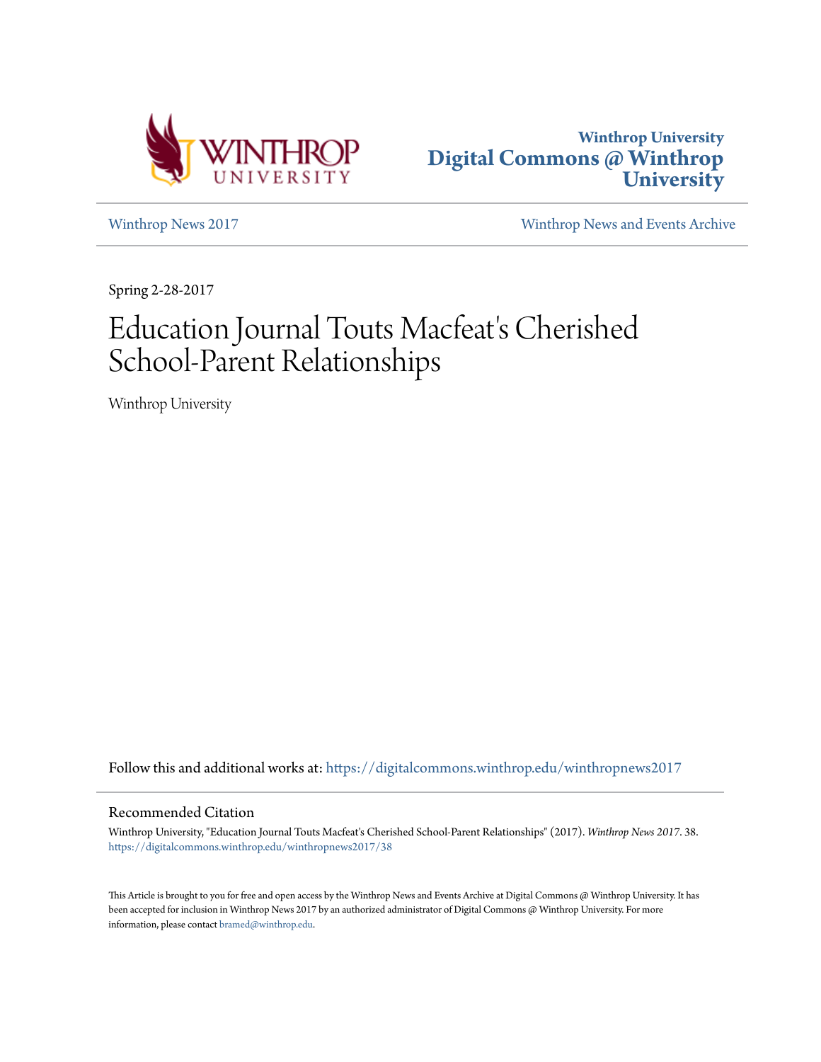Winthrop University
Digital Commons @ Winthrop University

Winthrop News 2017 | Winthrop News and Events Archive

Spring 2-28-2017

# Education Journal Touts Macfeat's Cherished School-Parent Relationships

Winthrop University

Follow this and additional works at: https://digitalcommons.winthrop.edu/winthropnews2017

## Recommended Citation

Winthrop University, "Education Journal Touts Macfeat's Cherished School-Parent Relationships" (2017). *Winthrop News 2017*. 38.
https://digitalcommons.winthrop.edu/winthropnews2017/38

This Article is brought to you for free and open access by the Winthrop News and Events Archive at Digital Commons @ Winthrop University. It has been accepted for inclusion in Winthrop News 2017 by an authorized administrator of Digital Commons @ Winthrop University. For more information, please contact bramed@winthrop.edu.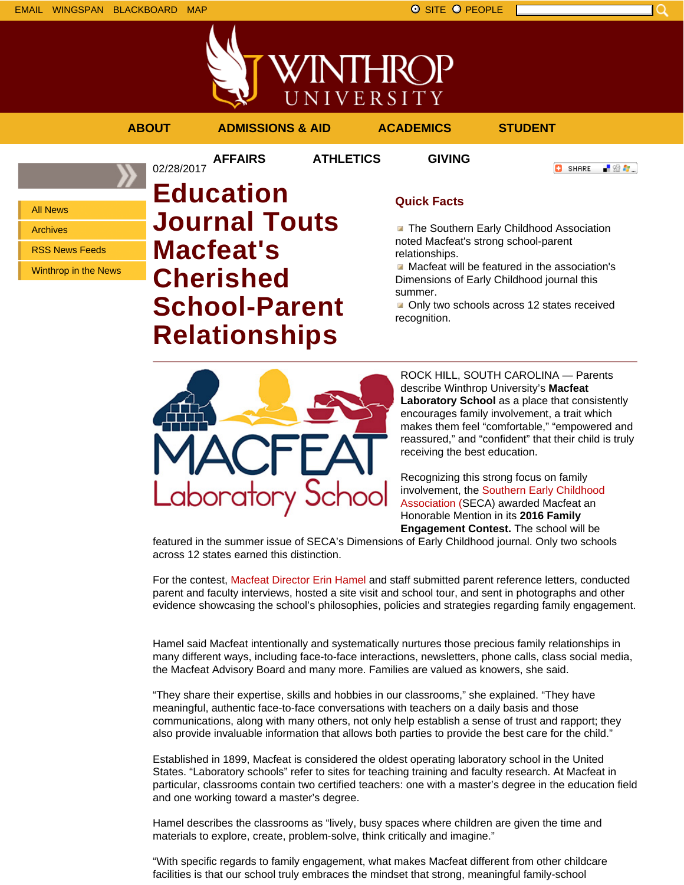EMAIL WINGSPAN BLACKBOARD MAP

SITE PEOPLE

ABOUT ADMISSIONS & AID ACADEMICS STUDENT AFFAIRS ATHLETICS GIVING

- All News
- Archives
- RSS News Feeds
- Winthrop in the News

02/28/2017

# Education Journal Touts Macfeat's Cherished School-Parent Relationships

## Quick Facts

- The Southern Early Childhood Association noted Macfeat's strong school-parent relationships.
- Macfeat will be featured in the association's Dimensions of Early Childhood journal this summer.
- Only two schools across 12 states received recognition.

ROCK HILL, SOUTH CAROLINA — Parents describe Winthrop University's **Macfeat Laboratory School** as a place that consistently encourages family involvement, a trait which makes them feel "comfortable," "empowered and reassured," and "confident" that their child is truly receiving the best education.

Recognizing this strong focus on family involvement, the Southern Early Childhood Association (SECA) awarded Macfeat an Honorable Mention in its **2016 Family Engagement Contest.** The school will be featured in the summer issue of SECA's Dimensions of Early Childhood journal. Only two schools across 12 states earned this distinction.

For the contest, Macfeat Director Erin Hamel and staff submitted parent reference letters, conducted parent and faculty interviews, hosted a site visit and school tour, and sent in photographs and other evidence showcasing the school's philosophies, policies and strategies regarding family engagement.

Hamel said Macfeat intentionally and systematically nurtures those precious family relationships in many different ways, including face-to-face interactions, newsletters, phone calls, class social media, the Macfeat Advisory Board and many more. Families are valued as knowers, she said.

"They share their expertise, skills and hobbies in our classrooms," she explained. "They have meaningful, authentic face-to-face conversations with teachers on a daily basis and those communications, along with many others, not only help establish a sense of trust and rapport; they also provide invaluable information that allows both parties to provide the best care for the child."

Established in 1899, Macfeat is considered the oldest operating laboratory school in the United States. "Laboratory schools" refer to sites for teaching training and faculty research. At Macfeat in particular, classrooms contain two certified teachers: one with a master's degree in the education field and one working toward a master's degree.

Hamel describes the classrooms as "lively, busy spaces where children are given the time and materials to explore, create, problem-solve, think critically and imagine."

"With specific regards to family engagement, what makes Macfeat different from other childcare facilities is that our school truly embraces the mindset that strong, meaningful family-school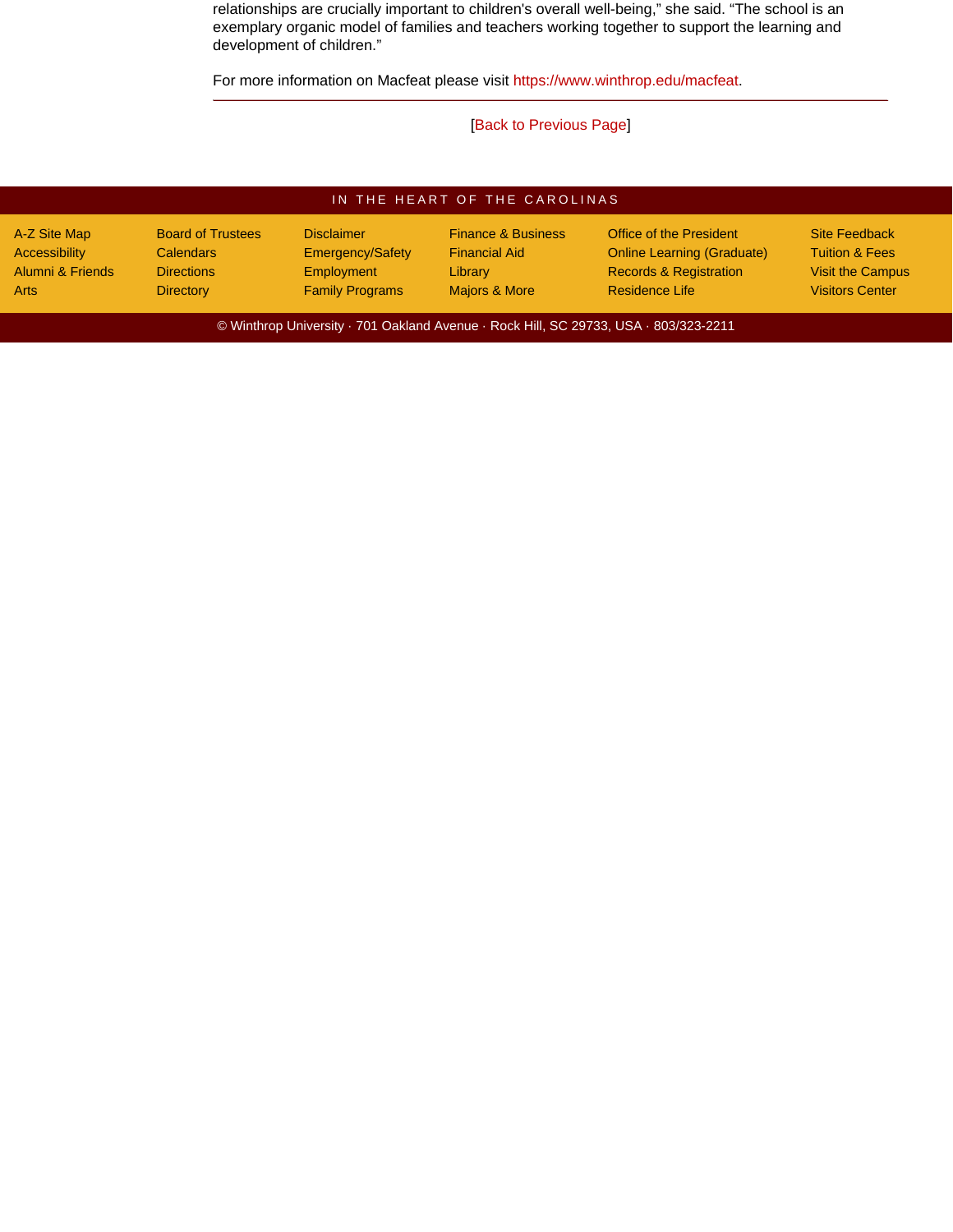relationships are crucially important to children's overall well-being," she said. "The school is an exemplary organic model of families and teachers working together to support the learning and development of children."

For more information on Macfeat please visit https://www.winthrop.edu/macfeat.

---

[Back to Previous Page]

IN THE HEART OF THE CAROLINAS

| | | | | | |
|---|---|---|---|---|---|
| A-Z Site Map | Board of Trustees | Disclaimer | Finance & Business | Office of the President | Site Feedback |
| Accessibility | Calendars | Emergency/Safety | Financial Aid | Online Learning (Graduate) | Tuition & Fees |
| Alumni & Friends | Directions | Employment | Library | Records & Registration | Visit the Campus |
| Arts | Directory | Family Programs | Majors & More | Residence Life | Visitors Center |

© Winthrop University · 701 Oakland Avenue · Rock Hill, SC 29733, USA · 803/323-2211